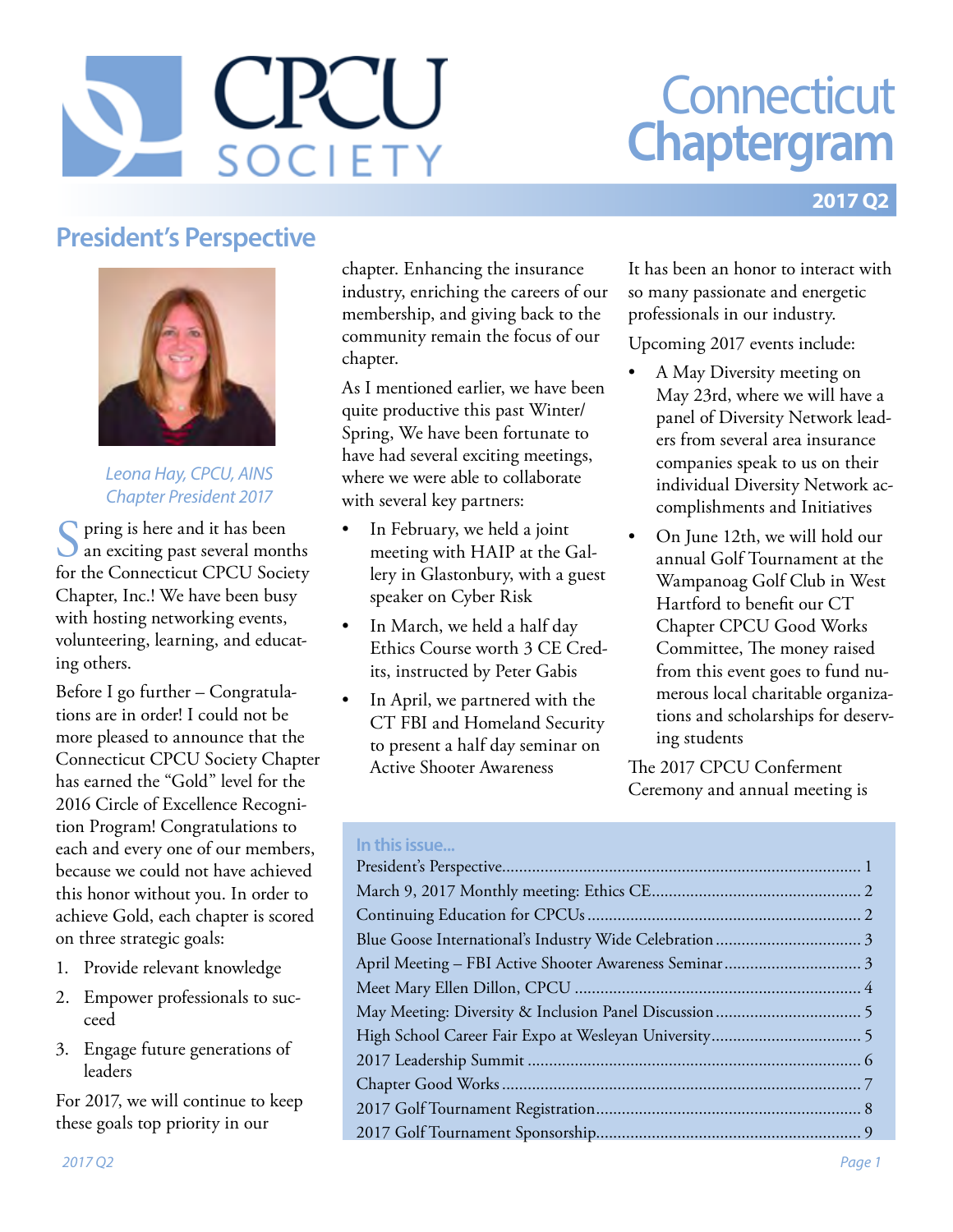# CPCU SOCIETY

# Connecticut Chaptergram

**2017 Q2**

## President's Perspective

*Leona Hay, CPCU, AINS*
*Chapter President 2017*

Spring is here and it has been an exciting past several months for the Connecticut CPCU Society Chapter, Inc.! We have been busy with hosting networking events, volunteering, learning, and educating others.

Before I go further – Congratulations are in order! I could not be more pleased to announce that the Connecticut CPCU Society Chapter has earned the "Gold" level for the 2016 Circle of Excellence Recognition Program! Congratulations to each and every one of our members, because we could not have achieved this honor without you. In order to achieve Gold, each chapter is scored on three strategic goals:

1. Provide relevant knowledge
2. Empower professionals to succeed
3. Engage future generations of leaders

For 2017, we will continue to keep these goals top priority in our chapter. Enhancing the insurance industry, enriching the careers of our membership, and giving back to the community remain the focus of our chapter.

As I mentioned earlier, we have been quite productive this past Winter/Spring, We have been fortunate to have had several exciting meetings, where we were able to collaborate with several key partners:

- In February, we held a joint meeting with HAIP at the Gallery in Glastonbury, with a guest speaker on Cyber Risk
- In March, we held a half day Ethics Course worth 3 CE Credits, instructed by Peter Gabis
- In April, we partnered with the CT FBI and Homeland Security to present a half day seminar on Active Shooter Awareness

It has been an honor to interact with so many passionate and energetic professionals in our industry.

Upcoming 2017 events include:

- A May Diversity meeting on May 23rd, where we will have a panel of Diversity Network leaders from several area insurance companies speak to us on their individual Diversity Network accomplishments and Initiatives
- On June 12th, we will hold our annual Golf Tournament at the Wampanoag Golf Club in West Hartford to benefit our CT Chapter CPCU Good Works Committee, The money raised from this event goes to fund numerous local charitable organizations and scholarships for deserving students

The 2017 CPCU Conferment Ceremony and annual meeting is

**In this issue...**

| | |
|---|---|
| President's Perspective | 1 |
| March 9, 2017 Monthly meeting: Ethics CE | 2 |
| Continuing Education for CPCUs | 2 |
| Blue Goose International's Industry Wide Celebration | 3 |
| April Meeting – FBI Active Shooter Awareness Seminar | 3 |
| Meet Mary Ellen Dillon, CPCU | 4 |
| May Meeting: Diversity & Inclusion Panel Discussion | 5 |
| High School Career Fair Expo at Wesleyan University | 5 |
| 2017 Leadership Summit | 6 |
| Chapter Good Works | 7 |
| 2017 Golf Tournament Registration | 8 |
| 2017 Golf Tournament Sponsorship | 9 |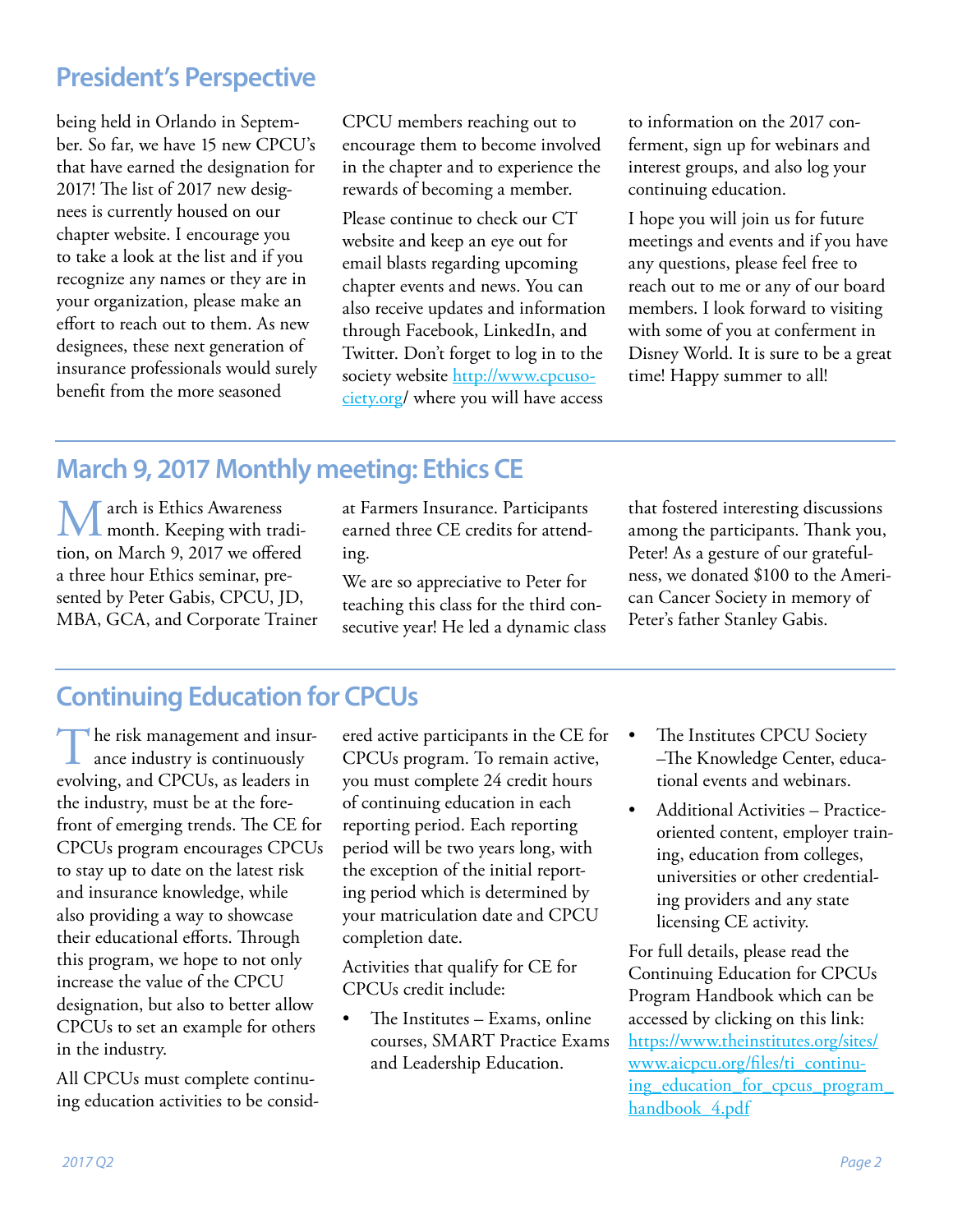## President's Perspective

being held in Orlando in September. So far, we have 15 new CPCU's that have earned the designation for 2017! The list of 2017 new designees is currently housed on our chapter website. I encourage you to take a look at the list and if you recognize any names or they are in your organization, please make an effort to reach out to them. As new designees, these next generation of insurance professionals would surely benefit from the more seasoned CPCU members reaching out to encourage them to become involved in the chapter and to experience the rewards of becoming a member.

Please continue to check our CT website and keep an eye out for email blasts regarding upcoming chapter events and news. You can also receive updates and information through Facebook, LinkedIn, and Twitter. Don't forget to log in to the society website [http://www.cpcusociety.org/](http://www.cpcusociety.org/) where you will have access to information on the 2017 conferment, sign up for webinars and interest groups, and also log your continuing education.

I hope you will join us for future meetings and events and if you have any questions, please feel free to reach out to me or any of our board members. I look forward to visiting with some of you at conferment in Disney World. It is sure to be a great time! Happy summer to all!

## March 9, 2017 Monthly meeting: Ethics CE

March is Ethics Awareness month. Keeping with tradition, on March 9, 2017 we offered a three hour Ethics seminar, presented by Peter Gabis, CPCU, JD, MBA, GCA, and Corporate Trainer at Farmers Insurance. Participants earned three CE credits for attending.

We are so appreciative to Peter for teaching this class for the third consecutive year! He led a dynamic class that fostered interesting discussions among the participants. Thank you, Peter! As a gesture of our gratefulness, we donated $100 to the American Cancer Society in memory of Peter's father Stanley Gabis.

## Continuing Education for CPCUs

The risk management and insurance industry is continuously evolving, and CPCUs, as leaders in the industry, must be at the forefront of emerging trends. The CE for CPCUs program encourages CPCUs to stay up to date on the latest risk and insurance knowledge, while also providing a way to showcase their educational efforts. Through this program, we hope to not only increase the value of the CPCU designation, but also to better allow CPCUs to set an example for others in the industry.

All CPCUs must complete continuing education activities to be considered active participants in the CE for CPCUs program. To remain active, you must complete 24 credit hours of continuing education in each reporting period. Each reporting period will be two years long, with the exception of the initial reporting period which is determined by your matriculation date and CPCU completion date.

Activities that qualify for CE for CPCUs credit include:

- The Institutes – Exams, online courses, SMART Practice Exams and Leadership Education.
- The Institutes CPCU Society –The Knowledge Center, educational events and webinars.
- Additional Activities – Practice-oriented content, employer training, education from colleges, universities or other credentialing providers and any state licensing CE activity.

For full details, please read the Continuing Education for CPCUs Program Handbook which can be accessed by clicking on this link: [https://www.theinstitutes.org/sites/www.aicpcu.org/files/ti_continuing_education_for_cpcus_program_handbook_4.pdf](https://www.theinstitutes.org/sites/www.aicpcu.org/files/ti_continuing_education_for_cpcus_program_handbook_4.pdf)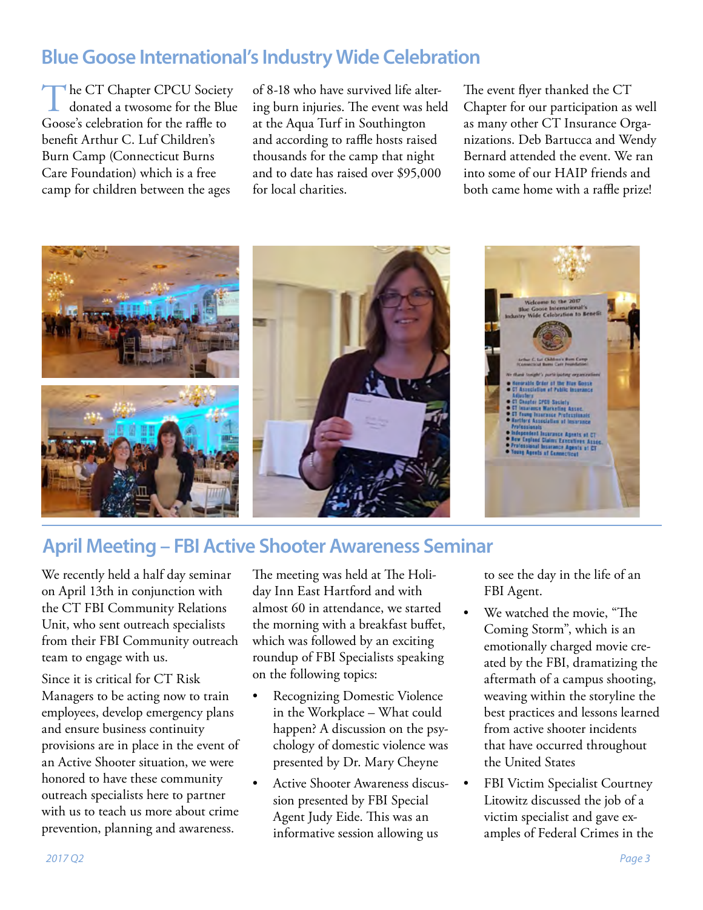## Blue Goose International's Industry Wide Celebration

The CT Chapter CPCU Society donated a twosome for the Blue Goose's celebration for the raffle to benefit Arthur C. Luf Children's Burn Camp (Connecticut Burns Care Foundation) which is a free camp for children between the ages of 8-18 who have survived life altering burn injuries. The event was held at the Aqua Turf in Southington and according to raffle hosts raised thousands for the camp that night and to date has raised over $95,000 for local charities.

The event flyer thanked the CT Chapter for our participation as well as many other CT Insurance Organizations. Deb Bartucca and Wendy Bernard attended the event. We ran into some of our HAIP friends and both came home with a raffle prize!

## April Meeting – FBI Active Shooter Awareness Seminar

We recently held a half day seminar on April 13th in conjunction with the CT FBI Community Relations Unit, who sent outreach specialists from their FBI Community outreach team to engage with us.

Since it is critical for CT Risk Managers to be acting now to train employees, develop emergency plans and ensure business continuity provisions are in place in the event of an Active Shooter situation, we were honored to have these community outreach specialists here to partner with us to teach us more about crime prevention, planning and awareness.

The meeting was held at The Holiday Inn East Hartford and with almost 60 in attendance, we started the morning with a breakfast buffet, which was followed by an exciting roundup of FBI Specialists speaking on the following topics:

- Recognizing Domestic Violence in the Workplace – What could happen? A discussion on the psychology of domestic violence was presented by Dr. Mary Cheyne
- Active Shooter Awareness discussion presented by FBI Special Agent Judy Eide. This was an informative session allowing us to see the day in the life of an FBI Agent.
- We watched the movie, "The Coming Storm", which is an emotionally charged movie created by the FBI, dramatizing the aftermath of a campus shooting, weaving within the storyline the best practices and lessons learned from active shooter incidents that have occurred throughout the United States
- FBI Victim Specialist Courtney Litowitz discussed the job of a victim specialist and gave examples of Federal Crimes in the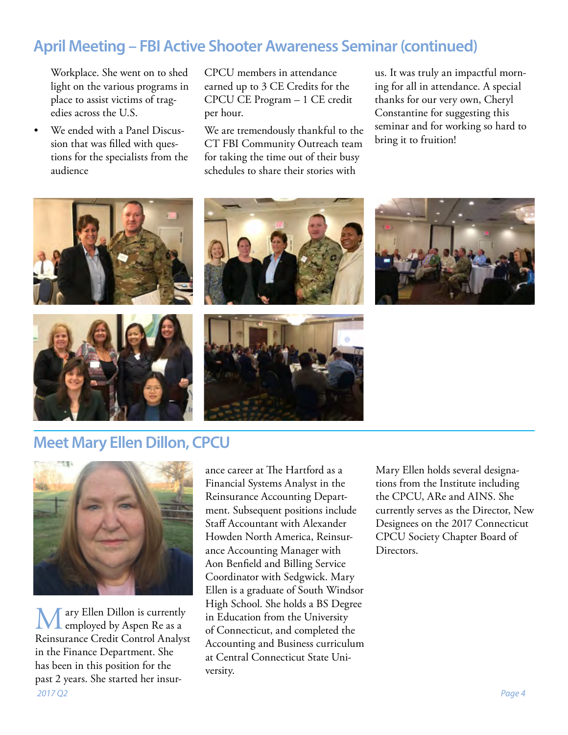## April Meeting – FBI Active Shooter Awareness Seminar (continued)

Workplace. She went on to shed light on the various programs in place to assist victims of tragedies across the U.S.

- We ended with a Panel Discussion that was filled with questions for the specialists from the audience

CPCU members in attendance earned up to 3 CE Credits for the CPCU CE Program – 1 CE credit per hour.

We are tremendously thankful to the CT FBI Community Outreach team for taking the time out of their busy schedules to share their stories with us. It was truly an impactful morning for all in attendance. A special thanks for our very own, Cheryl Constantine for suggesting this seminar and for working so hard to bring it to fruition!

## Meet Mary Ellen Dillon, CPCU

Mary Ellen Dillon is currently employed by Aspen Re as a Reinsurance Credit Control Analyst in the Finance Department. She has been in this position for the past 2 years. She started her insurance career at The Hartford as a Financial Systems Analyst in the Reinsurance Accounting Department. Subsequent positions include Staff Accountant with Alexander Howden North America, Reinsurance Accounting Manager with Aon Benfield and Billing Service Coordinator with Sedgwick. Mary Ellen is a graduate of South Windsor High School. She holds a BS Degree in Education from the University of Connecticut, and completed the Accounting and Business curriculum at Central Connecticut State University.

Mary Ellen holds several designations from the Institute including the CPCU, ARe and AINS. She currently serves as the Director, New Designees on the 2017 Connecticut CPCU Society Chapter Board of Directors.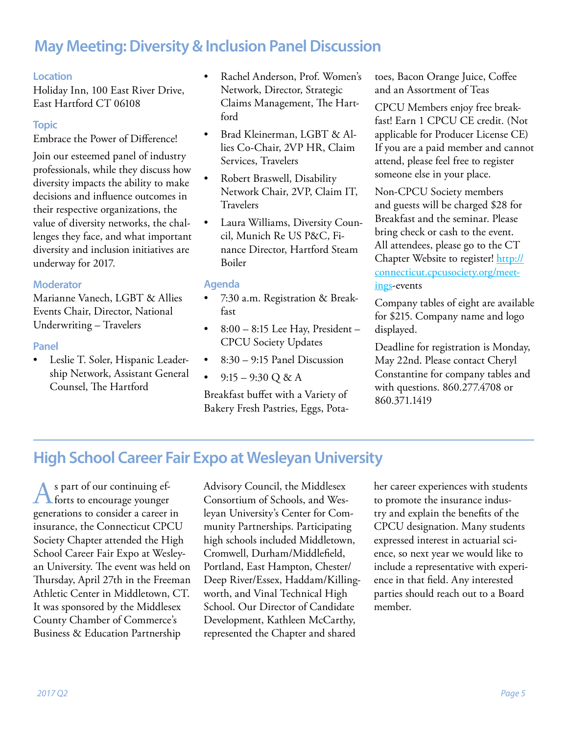## May Meeting: Diversity & Inclusion Panel Discussion

### Location

Holiday Inn, 100 East River Drive, East Hartford CT 06108

### Topic

Embrace the Power of Difference!

Join our esteemed panel of industry professionals, while they discuss how diversity impacts the ability to make decisions and influence outcomes in their respective organizations, the value of diversity networks, the challenges they face, and what important diversity and inclusion initiatives are underway for 2017.

### Moderator

Marianne Vanech, LGBT & Allies Events Chair, Director, National Underwriting – Travelers

### Panel

- Leslie T. Soler, Hispanic Leadership Network, Assistant General Counsel, The Hartford
- Rachel Anderson, Prof. Women's Network, Director, Strategic Claims Management, The Hartford
- Brad Kleinerman, LGBT & Allies Co-Chair, 2VP HR, Claim Services, Travelers
- Robert Braswell, Disability Network Chair, 2VP, Claim IT, Travelers
- Laura Williams, Diversity Council, Munich Re US P&C, Finance Director, Hartford Steam Boiler

### Agenda

- 7:30 a.m. Registration & Breakfast
- 8:00 – 8:15 Lee Hay, President – CPCU Society Updates
- 8:30 – 9:15 Panel Discussion
- 9:15 – 9:30 Q & A

Breakfast buffet with a Variety of Bakery Fresh Pastries, Eggs, Potatoes, Bacon Orange Juice, Coffee and an Assortment of Teas

CPCU Members enjoy free breakfast! Earn 1 CPCU CE credit. (Not applicable for Producer License CE) If you are a paid member and cannot attend, please feel free to register someone else in your place.

Non-CPCU Society members and guests will be charged $28 for Breakfast and the seminar. Please bring check or cash to the event. All attendees, please go to the CT Chapter Website to register! http://connecticut.cpcusociety.org/meetings-events

Company tables of eight are available for $215. Company name and logo displayed.

Deadline for registration is Monday, May 22nd. Please contact Cheryl Constantine for company tables and with questions. 860.277.4708 or 860.371.1419

## High School Career Fair Expo at Wesleyan University

As part of our continuing efforts to encourage younger generations to consider a career in insurance, the Connecticut CPCU Society Chapter attended the High School Career Fair Expo at Wesleyan University. The event was held on Thursday, April 27th in the Freeman Athletic Center in Middletown, CT. It was sponsored by the Middlesex County Chamber of Commerce's Business & Education Partnership Advisory Council, the Middlesex Consortium of Schools, and Wesleyan University's Center for Community Partnerships. Participating high schools included Middletown, Cromwell, Durham/Middlefield, Portland, East Hampton, Chester/Deep River/Essex, Haddam/Killingworth, and Vinal Technical High School. Our Director of Candidate Development, Kathleen McCarthy, represented the Chapter and shared her career experiences with students to promote the insurance industry and explain the benefits of the CPCU designation. Many students expressed interest in actuarial science, so next year we would like to include a representative with experience in that field. Any interested parties should reach out to a Board member.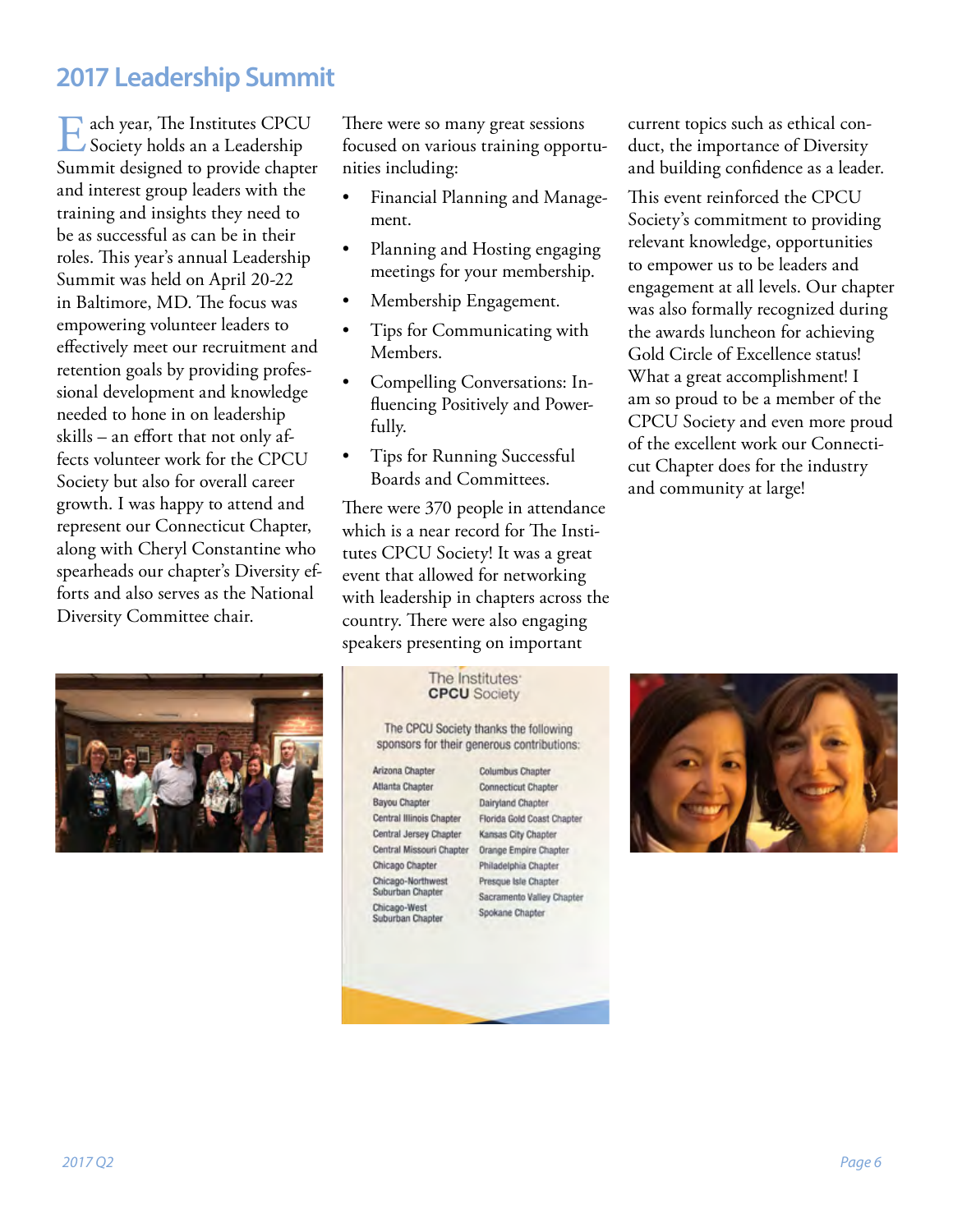## 2017 Leadership Summit

Each year, The Institutes CPCU Society holds an a Leadership Summit designed to provide chapter and interest group leaders with the training and insights they need to be as successful as can be in their roles. This year's annual Leadership Summit was held on April 20-22 in Baltimore, MD. The focus was empowering volunteer leaders to effectively meet our recruitment and retention goals by providing professional development and knowledge needed to hone in on leadership skills – an effort that not only affects volunteer work for the CPCU Society but also for overall career growth. I was happy to attend and represent our Connecticut Chapter, along with Cheryl Constantine who spearheads our chapter's Diversity efforts and also serves as the National Diversity Committee chair.

There were so many great sessions focused on various training opportunities including:

- Financial Planning and Management.
- Planning and Hosting engaging meetings for your membership.
- Membership Engagement.
- Tips for Communicating with Members.
- Compelling Conversations: Influencing Positively and Powerfully.
- Tips for Running Successful Boards and Committees.

There were 370 people in attendance which is a near record for The Institutes CPCU Society! It was a great event that allowed for networking with leadership in chapters across the country. There were also engaging speakers presenting on important current topics such as ethical conduct, the importance of Diversity and building confidence as a leader.

This event reinforced the CPCU Society's commitment to providing relevant knowledge, opportunities to empower us to be leaders and engagement at all levels. Our chapter was also formally recognized during the awards luncheon for achieving Gold Circle of Excellence status! What a great accomplishment! I am so proud to be a member of the CPCU Society and even more proud of the excellent work our Connecticut Chapter does for the industry and community at large!

The Institutes CPCU Society

The CPCU Society thanks the following sponsors for their generous contributions:

| | |
|---|---|
| Arizona Chapter | Columbus Chapter |
| Atlanta Chapter | Connecticut Chapter |
| Bayou Chapter | Dairyland Chapter |
| Central Illinois Chapter | Florida Gold Coast Chapter |
| Central Jersey Chapter | Kansas City Chapter |
| Central Missouri Chapter | Orange Empire Chapter |
| Chicago Chapter | Philadelphia Chapter |
| Chicago-Northwest Suburban Chapter | Presque Isle Chapter |
| Chicago-West Suburban Chapter | Sacramento Valley Chapter |
| | Spokane Chapter |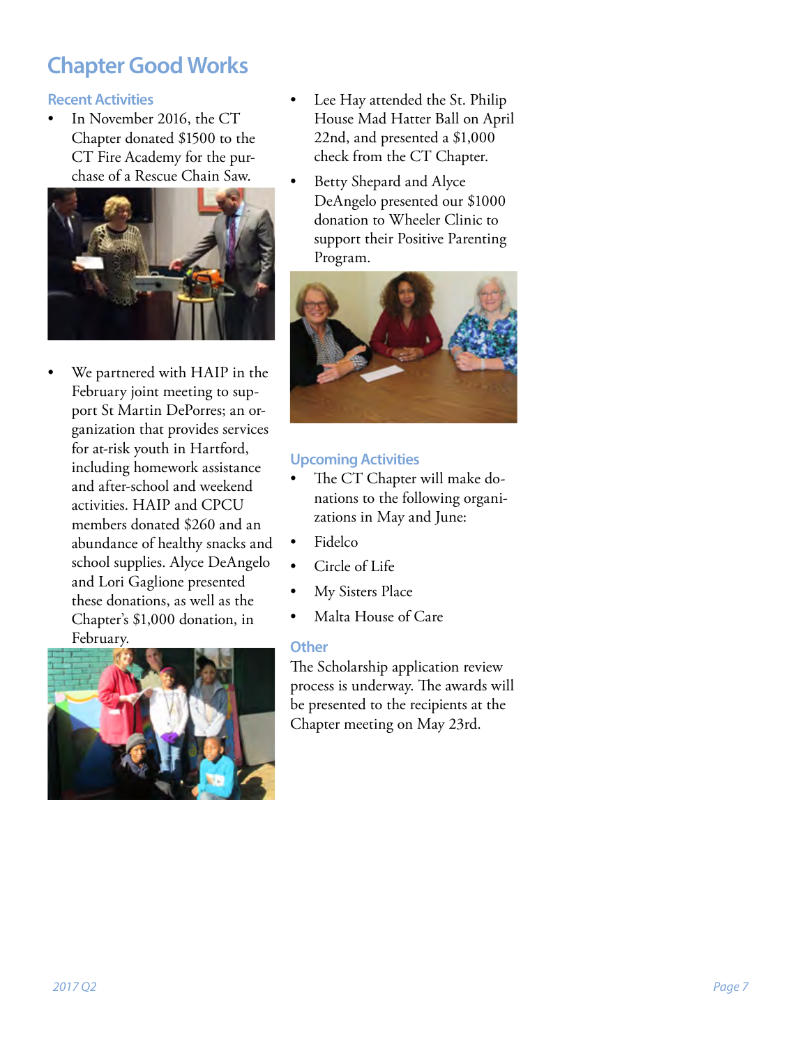# Chapter Good Works

## Recent Activities

- In November 2016, the CT Chapter donated $1500 to the CT Fire Academy for the purchase of a Rescue Chain Saw.
- We partnered with HAIP in the February joint meeting to support St Martin DePorres; an organization that provides services for at-risk youth in Hartford, including homework assistance and after-school and weekend activities. HAIP and CPCU members donated $260 and an abundance of healthy snacks and school supplies. Alyce DeAngelo and Lori Gaglione presented these donations, as well as the Chapter's $1,000 donation, in February.
- Lee Hay attended the St. Philip House Mad Hatter Ball on April 22nd, and presented a $1,000 check from the CT Chapter.
- Betty Shepard and Alyce DeAngelo presented our $1000 donation to Wheeler Clinic to support their Positive Parenting Program.

## Upcoming Activities

- The CT Chapter will make donations to the following organizations in May and June:
- Fidelco
- Circle of Life
- My Sisters Place
- Malta House of Care

## Other

The Scholarship application review process is underway. The awards will be presented to the recipients at the Chapter meeting on May 23rd.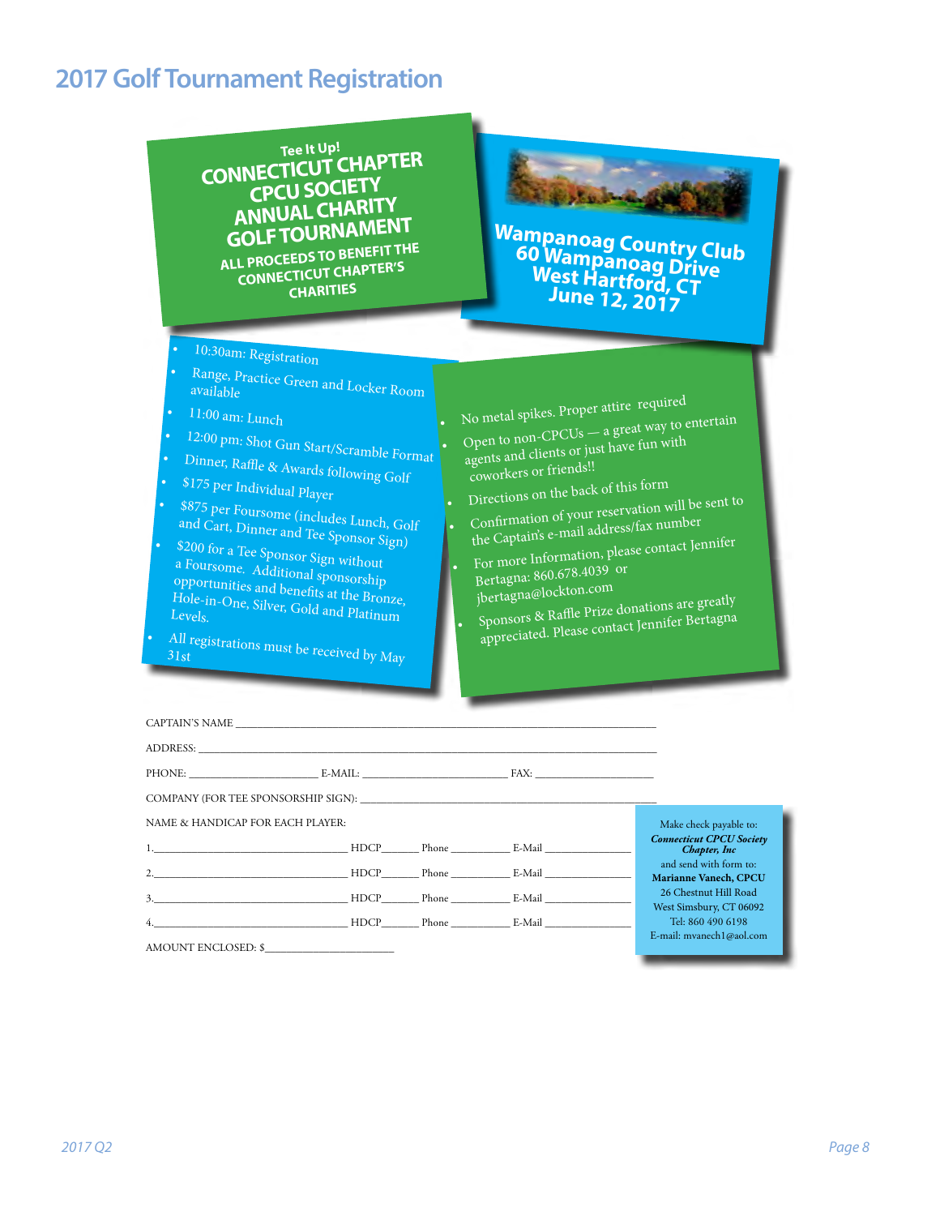# 2017 Golf Tournament Registration

**Tee It Up!**
**CONNECTICUT CHAPTER CPCU SOCIETY ANNUAL CHARITY GOLF TOURNAMENT**
**ALL PROCEEDS TO BENEFIT THE CONNECTICUT CHAPTER'S CHARITIES**

**Wampanoag Country Club**
**60 Wampanoag Drive**
**West Hartford, CT**
**June 12, 2017**

- 10:30am: Registration
- Range, Practice Green and Locker Room available
- 11:00 am: Lunch
- 12:00 pm: Shot Gun Start/Scramble Format
- Dinner, Raffle & Awards following Golf
- $175 per Individual Player
- $875 per Foursome (includes Lunch, Golf and Cart, Dinner and Tee Sponsor Sign)
- $200 for a Tee Sponsor Sign without a Foursome. Additional sponsorship opportunities and benefits at the Bronze, Hole-in-One, Silver, Gold and Platinum Levels.
- All registrations must be received by May 31st

- No metal spikes. Proper attire required
- Open to non-CPCUs — a great way to entertain agents and clients or just have fun with coworkers or friends!!
- Directions on the back of this form
- Confirmation of your reservation will be sent to the Captain's e-mail address/fax number
- For more Information, please contact Jennifer Bertagna: 860.678.4039 or jbertagna@lockton.com
- Sponsors & Raffle Prize donations are greatly appreciated. Please contact Jennifer Bertagna

CAPTAIN'S NAME ____________________

ADDRESS: ____________________

PHONE: __________ E-MAIL: __________ FAX: __________

COMPANY (FOR TEE SPONSORSHIP SIGN): ____________________

NAME & HANDICAP FOR EACH PLAYER:

1.__________ HDCP______ Phone __________ E-Mail __________

2.__________ HDCP______ Phone __________ E-Mail __________

3.__________ HDCP______ Phone __________ E-Mail __________

4.__________ HDCP______ Phone __________ E-Mail __________

AMOUNT ENCLOSED: $__________

Make check payable to:
***Connecticut CPCU Society Chapter, Inc***
and send with form to:
**Marianne Vanech, CPCU**
26 Chestnut Hill Road
West Simsbury, CT 06092
Tel: 860 490 6198
E-mail: mvanech1@aol.com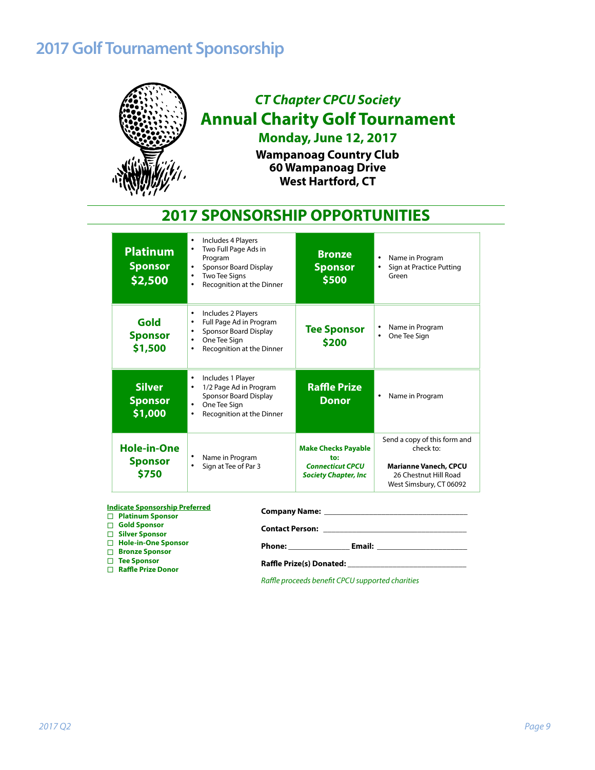# 2017 Golf Tournament Sponsorship

*CT Chapter CPCU Society*

## Annual Charity Golf Tournament

**Monday, June 12, 2017**

**Wampanoag Country Club**
**60 Wampanoag Drive**
**West Hartford, CT**

## 2017 SPONSORSHIP OPPORTUNITIES

| | | | |
|---|---|---|---|
| **Platinum Sponsor $2,500** | • Includes 4 Players<br>• Two Full Page Ads in Program<br>• Sponsor Board Display<br>• Two Tee Signs<br>• Recognition at the Dinner | **Bronze Sponsor $500** | • Name in Program<br>• Sign at Practice Putting Green |
| **Gold Sponsor $1,500** | • Includes 2 Players<br>• Full Page Ad in Program<br>• Sponsor Board Display<br>• One Tee Sign<br>• Recognition at the Dinner | **Tee Sponsor $200** | • Name in Program<br>• One Tee Sign |
| **Silver Sponsor $1,000** | • Includes 1 Player<br>• 1/2 Page Ad in Program<br>Sponsor Board Display<br>• One Tee Sign<br>• Recognition at the Dinner | **Raffle Prize Donor** | • Name in Program |
| **Hole-in-One Sponsor $750** | • Name in Program<br>• Sign at Tee of Par 3 | **Make Checks Payable to:** ***Connecticut CPCU Society Chapter, Inc*** | Send a copy of this form and check to:<br><br>**Marianne Vanech, CPCU**<br>26 Chestnut Hill Road<br>West Simsbury, CT 06092 |

**Indicate Sponsorship Preferred**

- ☐ **Platinum Sponsor**
- ☐ **Gold Sponsor**
- ☐ **Silver Sponsor**
- ☐ **Hole-in-One Sponsor**
- ☐ **Bronze Sponsor**
- ☐ **Tee Sponsor**
- ☐ **Raffle Prize Donor**

**Company Name:** ____________________________________

**Contact Person:** ___________________________________

**Phone:** _______________ **Email:** ______________________

**Raffle Prize(s) Donated:** ____________________________

*Raffle proceeds benefit CPCU supported charities*